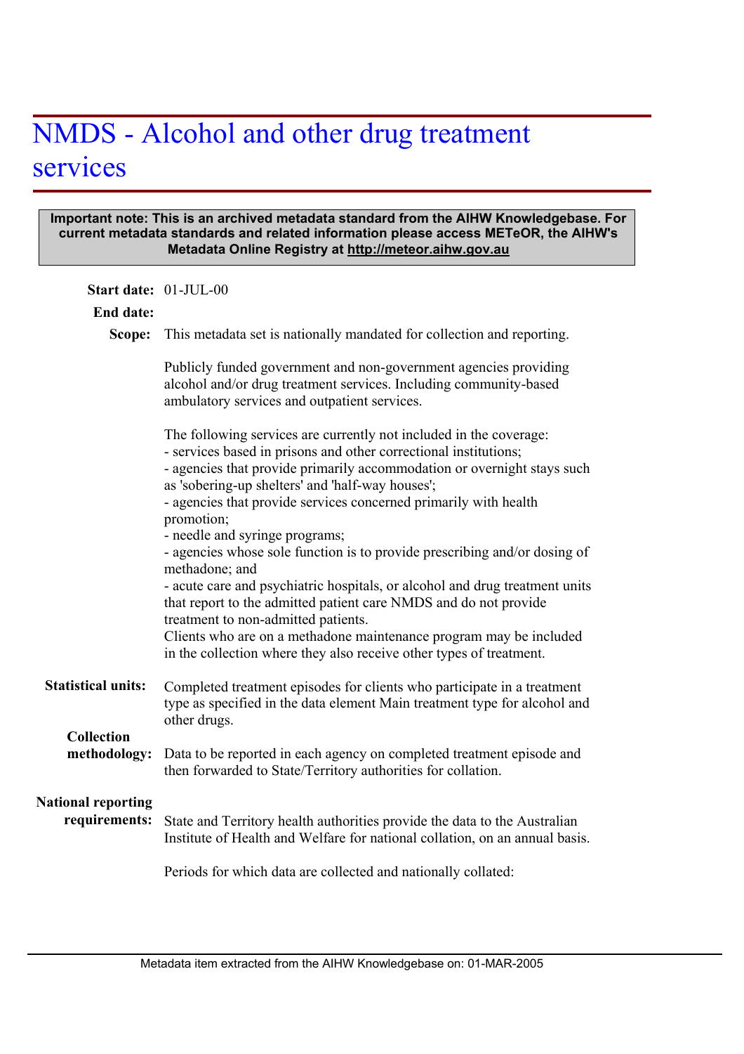# NMDS - Alcohol and other drug treatment services

**Important note: This is an archived metadata standard from the AIHW Knowledgebase. For current metadata standards and related information please access METeOR, the AIHW's Metadata Online Registry at http://meteor.aihw.gov.au**

**Start date:** 01-JUL-00

**End date:**

**Scope:** This metadata set is nationally mandated for collection and reporting.

Publicly funded government and non-government agencies providing alcohol and/or drug treatment services. Including community-based ambulatory services and outpatient services.

The following services are currently not included in the coverage:
- services based in prisons and other correctional institutions;
- agencies that provide primarily accommodation or overnight stays such as 'sobering-up shelters' and 'half-way houses';
- agencies that provide services concerned primarily with health promotion;
- needle and syringe programs;
- agencies whose sole function is to provide prescribing and/or dosing of methadone; and
- acute care and psychiatric hospitals, or alcohol and drug treatment units that report to the admitted patient care NMDS and do not provide treatment to non-admitted patients.

Clients who are on a methadone maintenance program may be included in the collection where they also receive other types of treatment.

**Statistical units:** Completed treatment episodes for clients who participate in a treatment type as specified in the data element Main treatment type for alcohol and other drugs.

**Collection methodology:** Data to be reported in each agency on completed treatment episode and then forwarded to State/Territory authorities for collation.

**National reporting requirements:** State and Territory health authorities provide the data to the Australian Institute of Health and Welfare for national collation, on an annual basis.

Periods for which data are collected and nationally collated: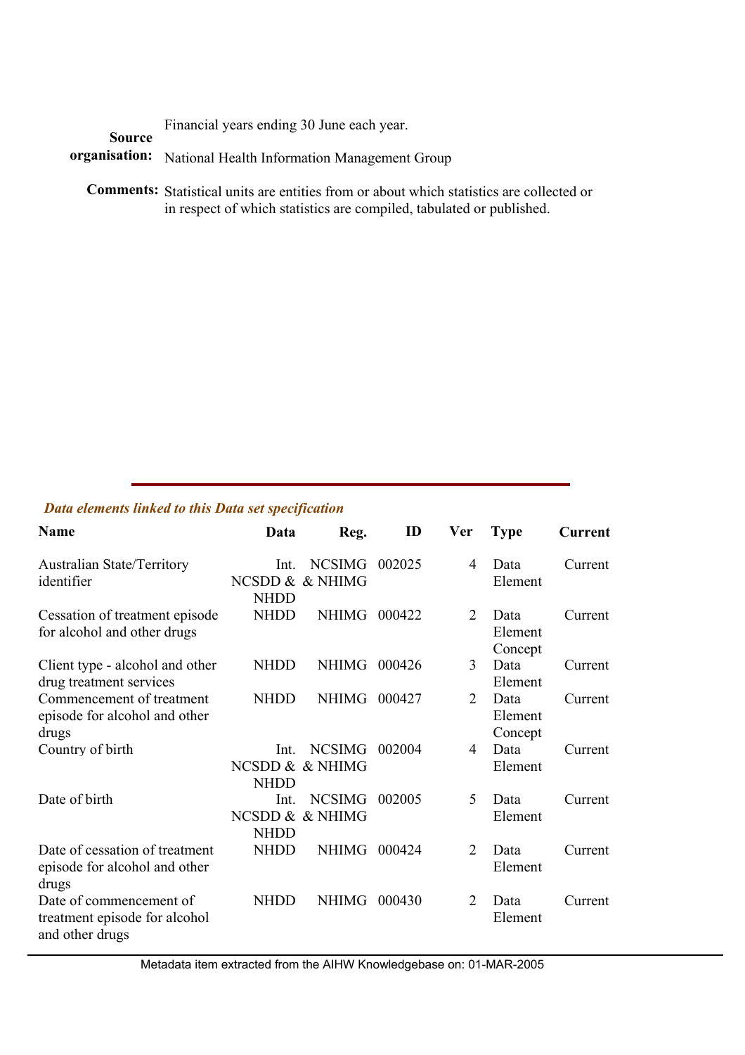Financial years ending 30 June each year.

**Source organisation:** National Health Information Management Group

**Comments:** Statistical units are entities from or about which statistics are collected or in respect of which statistics are compiled, tabulated or published.

---

***Data elements linked to this Data set specification***

| Name | Data | Reg. | ID | Ver | Type | Current |
|---|---|---|---|---|---|---|
| Australian State/Territory identifier | Int. NCSDD & NHDD | NCSIMG & NHIMG | 002025 | 4 | Data Element | Current |
| Cessation of treatment episode for alcohol and other drugs | NHDD | NHIMG | 000422 | 2 | Data Element Concept | Current |
| Client type - alcohol and other drug treatment services | NHDD | NHIMG | 000426 | 3 | Data Element | Current |
| Commencement of treatment episode for alcohol and other drugs | NHDD | NHIMG | 000427 | 2 | Data Element Concept | Current |
| Country of birth | Int. NCSDD & NHDD | NCSIMG & NHIMG | 002004 | 4 | Data Element | Current |
| Date of birth | Int. NCSDD & NHDD | NCSIMG & NHIMG | 002005 | 5 | Data Element | Current |
| Date of cessation of treatment episode for alcohol and other drugs | NHDD | NHIMG | 000424 | 2 | Data Element | Current |
| Date of commencement of treatment episode for alcohol and other drugs | NHDD | NHIMG | 000430 | 2 | Data Element | Current |

Metadata item extracted from the AIHW Knowledgebase on: 01-MAR-2005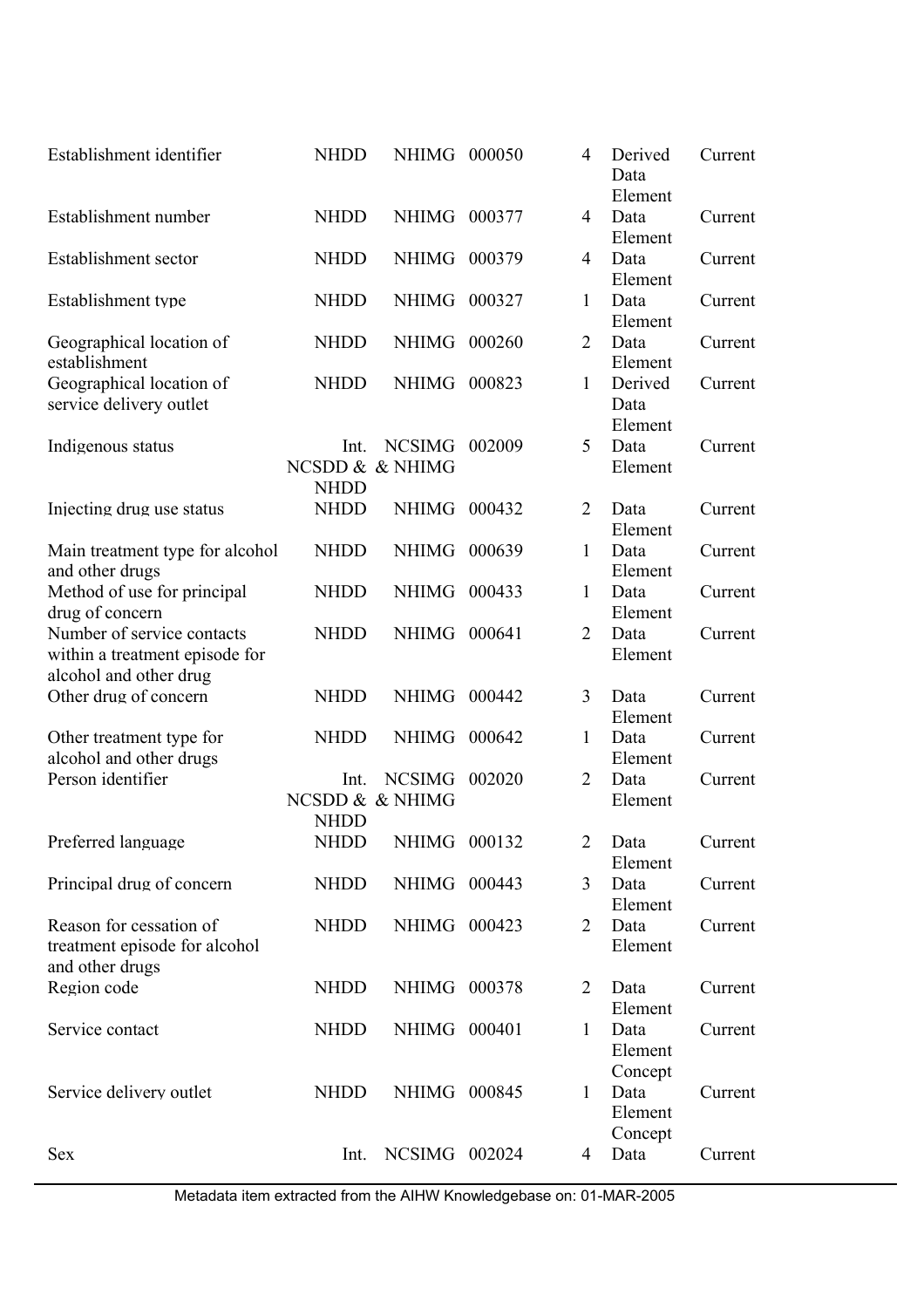| | | | | | | |
|---|---|---|---|---|---|---|
| Establishment identifier | NHDD | NHIMG | 000050 | 4 | Derived Data Element | Current |
| Establishment number | NHDD | NHIMG | 000377 | 4 | Data Element | Current |
| Establishment sector | NHDD | NHIMG | 000379 | 4 | Data Element | Current |
| Establishment type | NHDD | NHIMG | 000327 | 1 | Data Element | Current |
| Geographical location of establishment | NHDD | NHIMG | 000260 | 2 | Data Element | Current |
| Geographical location of service delivery outlet | NHDD | NHIMG | 000823 | 1 | Derived Data Element | Current |
| Indigenous status | Int. NCSDD & NHDD | NCSIMG & NHIMG | 002009 | 5 | Data Element | Current |
| Injecting drug use status | NHDD | NHIMG | 000432 | 2 | Data Element | Current |
| Main treatment type for alcohol and other drugs | NHDD | NHIMG | 000639 | 1 | Data Element | Current |
| Method of use for principal drug of concern | NHDD | NHIMG | 000433 | 1 | Data Element | Current |
| Number of service contacts within a treatment episode for alcohol and other drug | NHDD | NHIMG | 000641 | 2 | Data Element | Current |
| Other drug of concern | NHDD | NHIMG | 000442 | 3 | Data Element | Current |
| Other treatment type for alcohol and other drugs | NHDD | NHIMG | 000642 | 1 | Data Element | Current |
| Person identifier | Int. NCSDD & NHDD | NCSIMG & NHIMG | 002020 | 2 | Data Element | Current |
| Preferred language | NHDD | NHIMG | 000132 | 2 | Data Element | Current |
| Principal drug of concern | NHDD | NHIMG | 000443 | 3 | Data Element | Current |
| Reason for cessation of treatment episode for alcohol and other drugs | NHDD | NHIMG | 000423 | 2 | Data Element | Current |
| Region code | NHDD | NHIMG | 000378 | 2 | Data Element | Current |
| Service contact | NHDD | NHIMG | 000401 | 1 | Data Element Concept | Current |
| Service delivery outlet | NHDD | NHIMG | 000845 | 1 | Data Element Concept | Current |
| Sex | Int. | NCSIMG | 002024 | 4 | Data | Current |

Metadata item extracted from the AIHW Knowledgebase on: 01-MAR-2005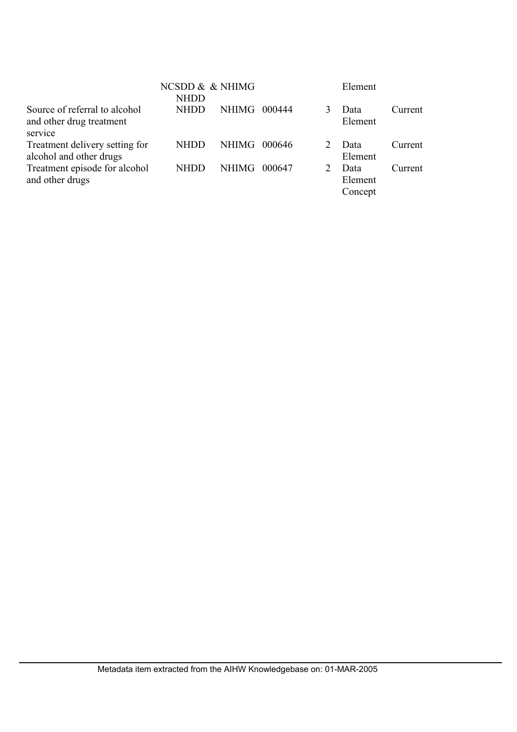| | | | | | | |
|---|---|---|---|---|---|---|
| | NCSDD & NHDD | & NHIMG | | | Element | |
| Source of referral to alcohol and other drug treatment service | NHDD | NHIMG | 000444 | 3 | Data Element | Current |
| Treatment delivery setting for alcohol and other drugs | NHDD | NHIMG | 000646 | 2 | Data Element | Current |
| Treatment episode for alcohol and other drugs | NHDD | NHIMG | 000647 | 2 | Data Element Concept | Current |